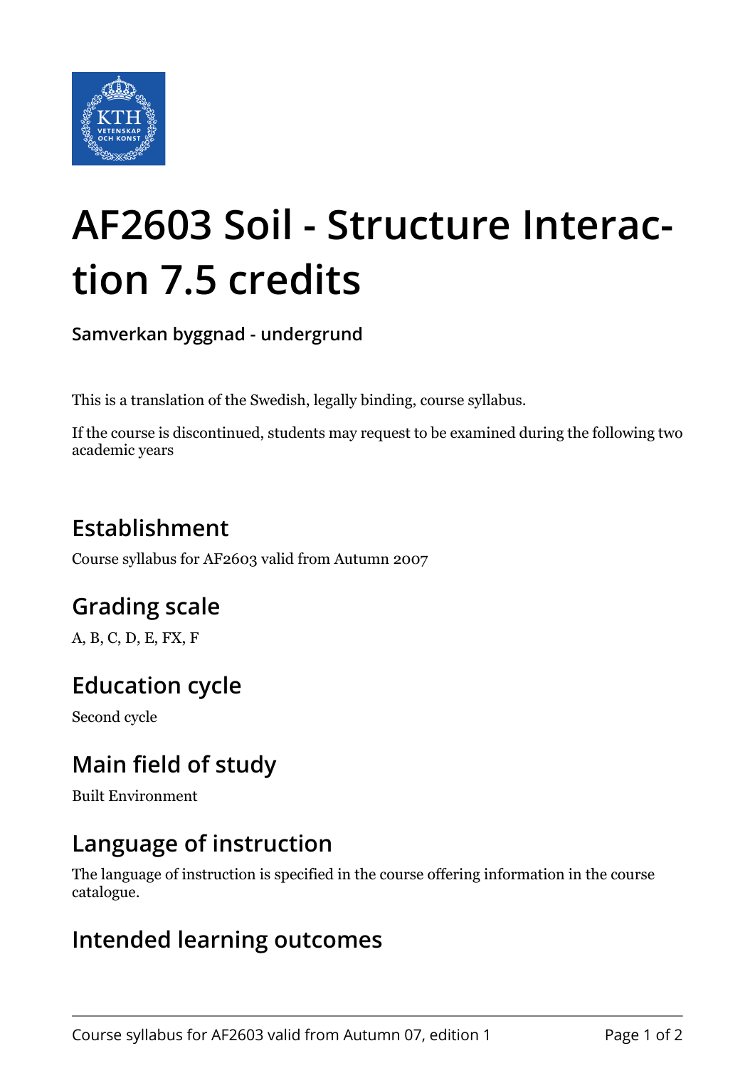# AF2603 Soil - Structure Interaction 7.5 credits

**Samverkan byggnad - undergrund**

This is a translation of the Swedish, legally binding, course syllabus.

If the course is discontinued, students may request to be examined during the following two academic years

## Establishment

Course syllabus for AF2603 valid from Autumn 2007

## Grading scale

A, B, C, D, E, FX, F

## Education cycle

Second cycle

## Main field of study

Built Environment

## Language of instruction

The language of instruction is specified in the course offering information in the course catalogue.

## Intended learning outcomes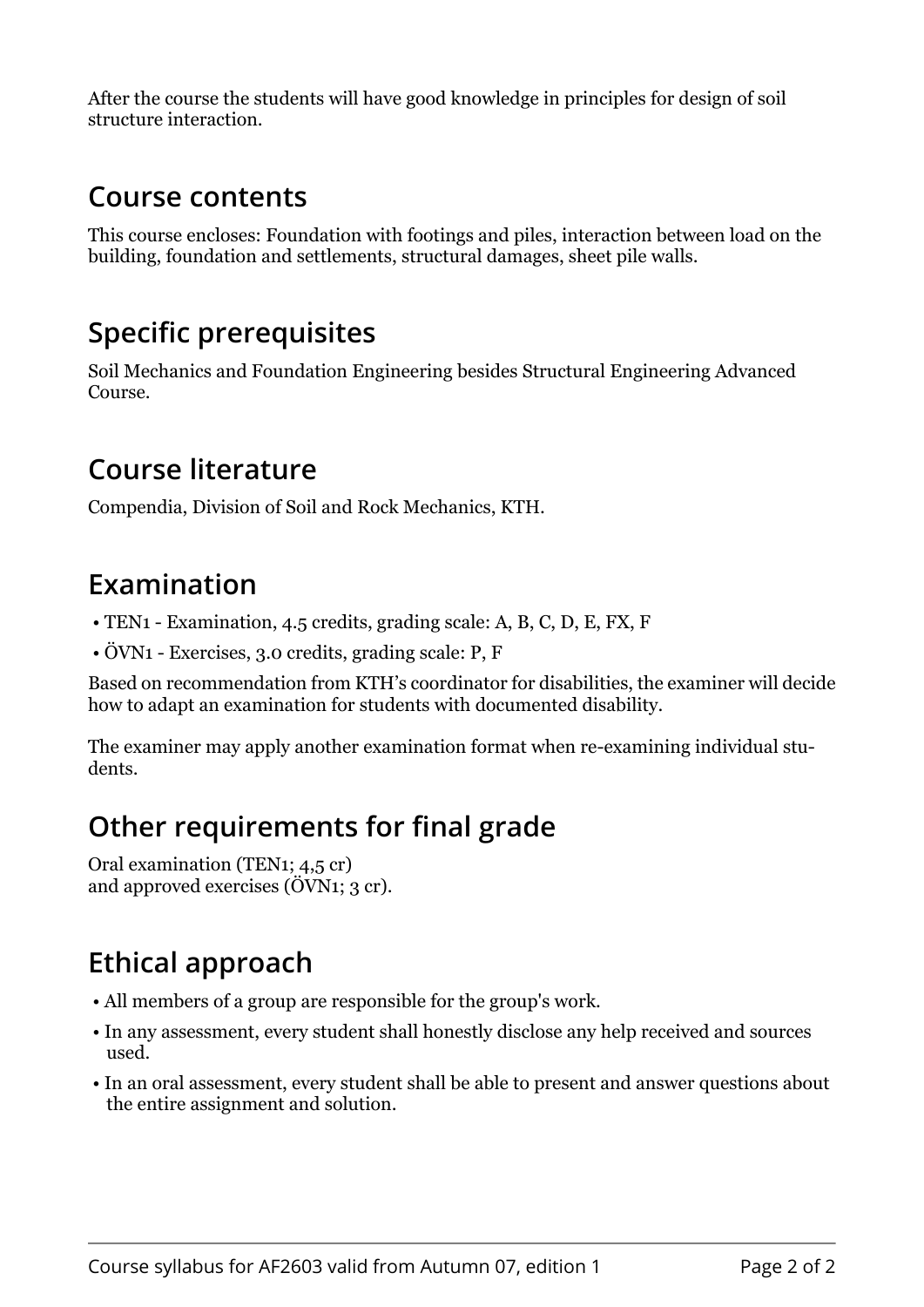After the course the students will have good knowledge in principles for design of soil structure interaction.

## Course contents

This course encloses: Foundation with footings and piles, interaction between load on the building, foundation and settlements, structural damages, sheet pile walls.

## Specific prerequisites

Soil Mechanics and Foundation Engineering besides Structural Engineering Advanced Course.

## Course literature

Compendia, Division of Soil and Rock Mechanics, KTH.

## Examination

- TEN1 - Examination, 4.5 credits, grading scale: A, B, C, D, E, FX, F
- ÖVN1 - Exercises, 3.0 credits, grading scale: P, F

Based on recommendation from KTH's coordinator for disabilities, the examiner will decide how to adapt an examination for students with documented disability.

The examiner may apply another examination format when re-examining individual students.

## Other requirements for final grade

Oral examination (TEN1; 4,5 cr)
and approved exercises (ÖVN1; 3 cr).

## Ethical approach

- All members of a group are responsible for the group's work.
- In any assessment, every student shall honestly disclose any help received and sources used.
- In an oral assessment, every student shall be able to present and answer questions about the entire assignment and solution.